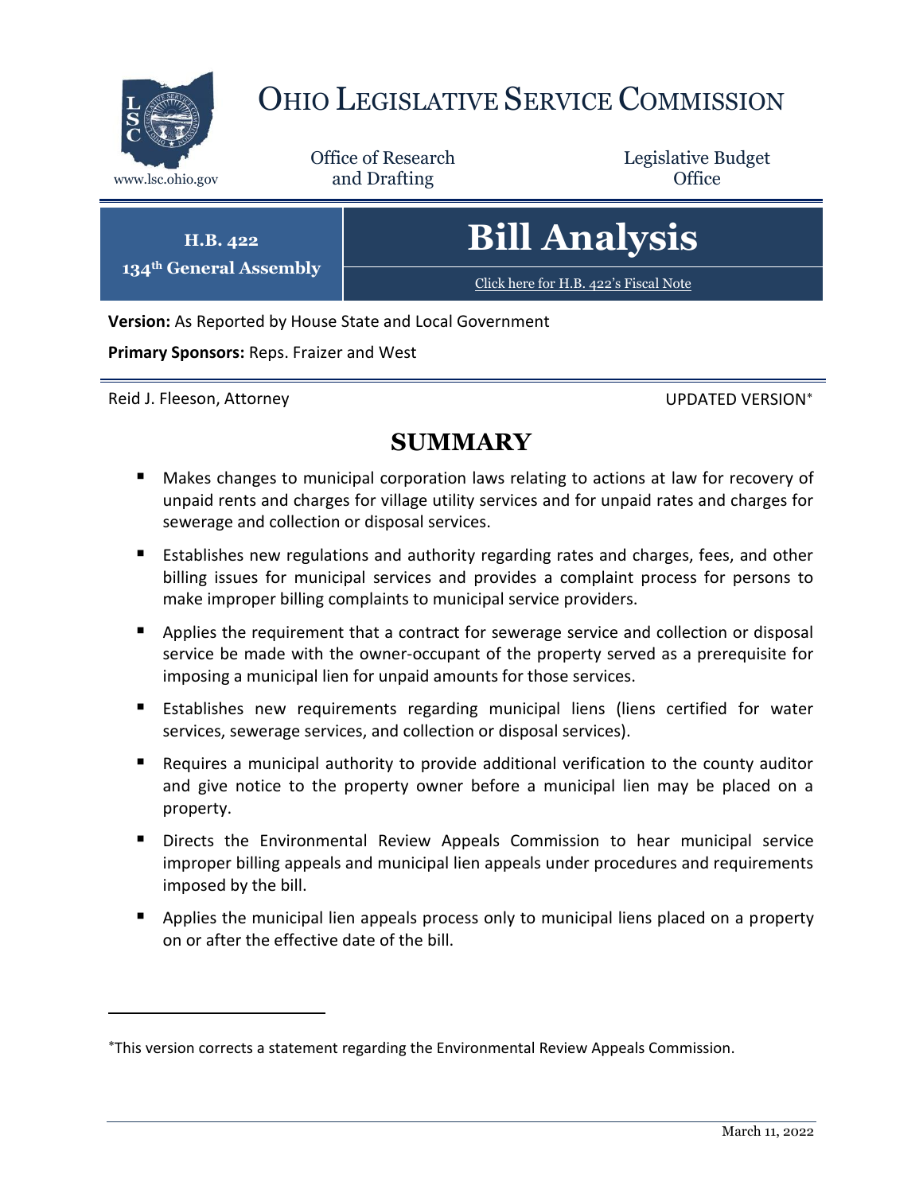# OHIO LEGISLATIVE SERVICE COMMISSION

www.lsc.ohio.gov

Office of Research and Drafting

Legislative Budget Office

**H.B. 422**
**134th General Assembly**

# Bill Analysis

Click here for H.B. 422's Fiscal Note

**Version:** As Reported by House State and Local Government

**Primary Sponsors:** Reps. Fraizer and West

Reid J. Fleeson, Attorney

UPDATED VERSION*

## SUMMARY

- Makes changes to municipal corporation laws relating to actions at law for recovery of unpaid rents and charges for village utility services and for unpaid rates and charges for sewerage and collection or disposal services.
- Establishes new regulations and authority regarding rates and charges, fees, and other billing issues for municipal services and provides a complaint process for persons to make improper billing complaints to municipal service providers.
- Applies the requirement that a contract for sewerage service and collection or disposal service be made with the owner-occupant of the property served as a prerequisite for imposing a municipal lien for unpaid amounts for those services.
- Establishes new requirements regarding municipal liens (liens certified for water services, sewerage services, and collection or disposal services).
- Requires a municipal authority to provide additional verification to the county auditor and give notice to the property owner before a municipal lien may be placed on a property.
- Directs the Environmental Review Appeals Commission to hear municipal service improper billing appeals and municipal lien appeals under procedures and requirements imposed by the bill.
- Applies the municipal lien appeals process only to municipal liens placed on a property on or after the effective date of the bill.

*This version corrects a statement regarding the Environmental Review Appeals Commission.

March 11, 2022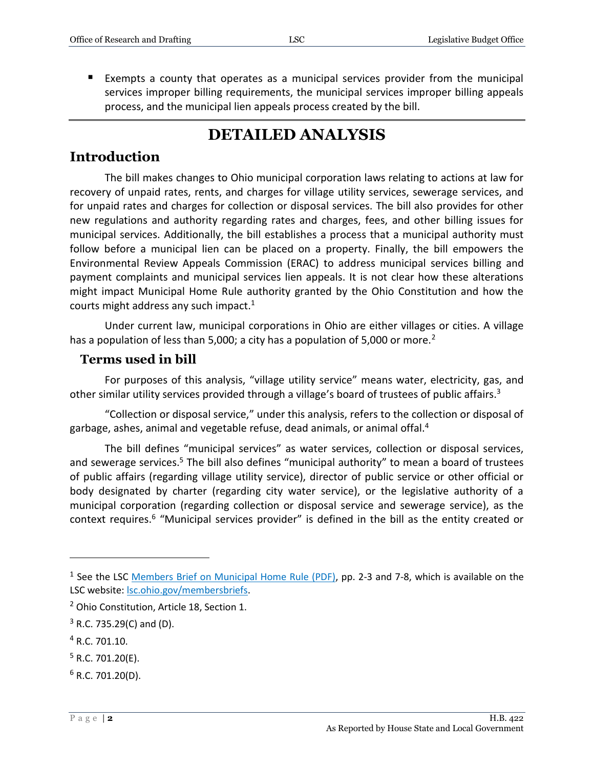- Exempts a county that operates as a municipal services provider from the municipal services improper billing requirements, the municipal services improper billing appeals process, and the municipal lien appeals process created by the bill.

# DETAILED ANALYSIS

## Introduction

The bill makes changes to Ohio municipal corporation laws relating to actions at law for recovery of unpaid rates, rents, and charges for village utility services, sewerage services, and for unpaid rates and charges for collection or disposal services. The bill also provides for other new regulations and authority regarding rates and charges, fees, and other billing issues for municipal services. Additionally, the bill establishes a process that a municipal authority must follow before a municipal lien can be placed on a property. Finally, the bill empowers the Environmental Review Appeals Commission (ERAC) to address municipal services billing and payment complaints and municipal services lien appeals. It is not clear how these alterations might impact Municipal Home Rule authority granted by the Ohio Constitution and how the courts might address any such impact.[1]

Under current law, municipal corporations in Ohio are either villages or cities. A village has a population of less than 5,000; a city has a population of 5,000 or more.[2]

### Terms used in bill

For purposes of this analysis, "village utility service" means water, electricity, gas, and other similar utility services provided through a village's board of trustees of public affairs.[3]

"Collection or disposal service," under this analysis, refers to the collection or disposal of garbage, ashes, animal and vegetable refuse, dead animals, or animal offal.[4]

The bill defines "municipal services" as water services, collection or disposal services, and sewerage services.[5] The bill also defines "municipal authority" to mean a board of trustees of public affairs (regarding village utility service), director of public service or other official or body designated by charter (regarding city water service), or the legislative authority of a municipal corporation (regarding collection or disposal service and sewerage service), as the context requires.[6] "Municipal services provider" is defined in the bill as the entity created or

---

[1] See the LSC Members Brief on Municipal Home Rule (PDF), pp. 2-3 and 7-8, which is available on the LSC website: lsc.ohio.gov/membersbriefs.

[2] Ohio Constitution, Article 18, Section 1.

[3] R.C. 735.29(C) and (D).

[4] R.C. 701.10.

[5] R.C. 701.20(E).

[6] R.C. 701.20(D).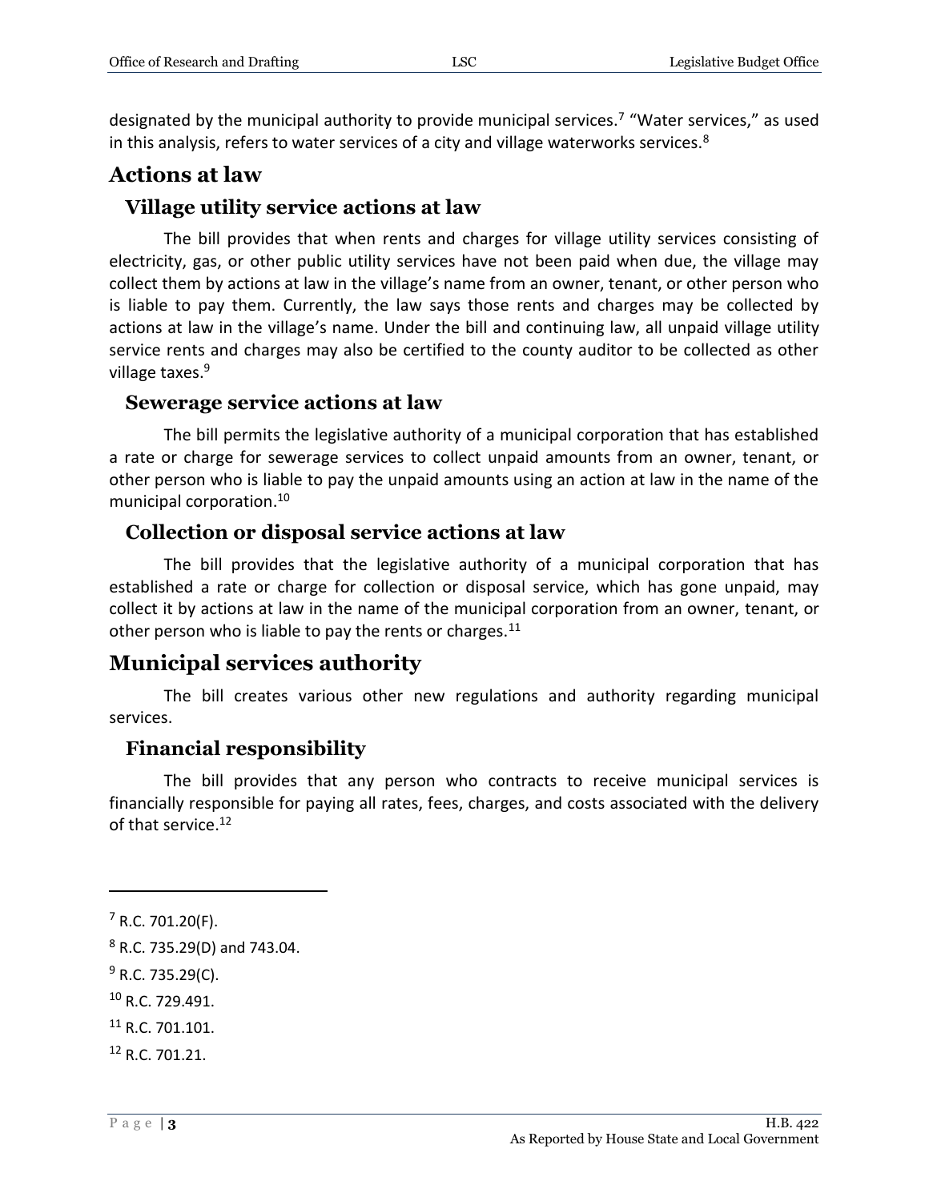designated by the municipal authority to provide municipal services.[7] "Water services," as used in this analysis, refers to water services of a city and village waterworks services.[8]

## Actions at law

### Village utility service actions at law

The bill provides that when rents and charges for village utility services consisting of electricity, gas, or other public utility services have not been paid when due, the village may collect them by actions at law in the village's name from an owner, tenant, or other person who is liable to pay them. Currently, the law says those rents and charges may be collected by actions at law in the village's name. Under the bill and continuing law, all unpaid village utility service rents and charges may also be certified to the county auditor to be collected as other village taxes.[9]

### Sewerage service actions at law

The bill permits the legislative authority of a municipal corporation that has established a rate or charge for sewerage services to collect unpaid amounts from an owner, tenant, or other person who is liable to pay the unpaid amounts using an action at law in the name of the municipal corporation.[10]

### Collection or disposal service actions at law

The bill provides that the legislative authority of a municipal corporation that has established a rate or charge for collection or disposal service, which has gone unpaid, may collect it by actions at law in the name of the municipal corporation from an owner, tenant, or other person who is liable to pay the rents or charges.[11]

## Municipal services authority

The bill creates various other new regulations and authority regarding municipal services.

### Financial responsibility

The bill provides that any person who contracts to receive municipal services is financially responsible for paying all rates, fees, charges, and costs associated with the delivery of that service.[12]

---

[7] R.C. 701.20(F).

[8] R.C. 735.29(D) and 743.04.

[9] R.C. 735.29(C).

[10] R.C. 729.491.

[11] R.C. 701.101.

[12] R.C. 701.21.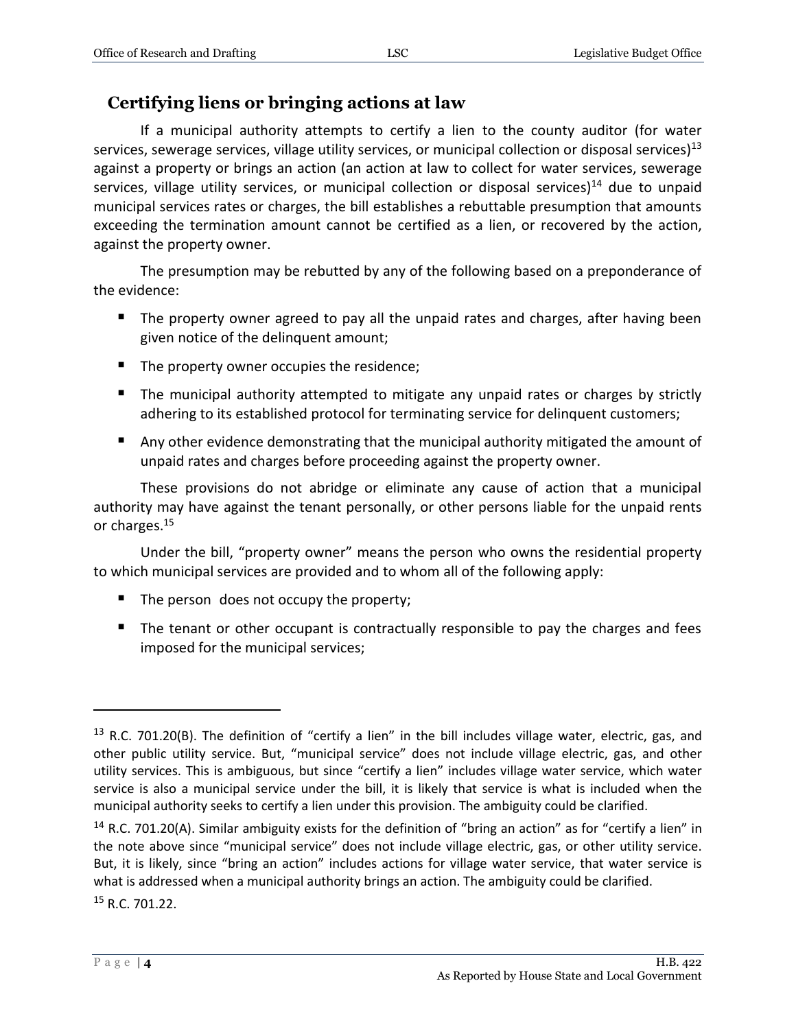## Certifying liens or bringing actions at law

If a municipal authority attempts to certify a lien to the county auditor (for water services, sewerage services, village utility services, or municipal collection or disposal services)[13] against a property or brings an action (an action at law to collect for water services, sewerage services, village utility services, or municipal collection or disposal services)[14] due to unpaid municipal services rates or charges, the bill establishes a rebuttable presumption that amounts exceeding the termination amount cannot be certified as a lien, or recovered by the action, against the property owner.

The presumption may be rebutted by any of the following based on a preponderance of the evidence:

- The property owner agreed to pay all the unpaid rates and charges, after having been given notice of the delinquent amount;
- The property owner occupies the residence;
- The municipal authority attempted to mitigate any unpaid rates or charges by strictly adhering to its established protocol for terminating service for delinquent customers;
- Any other evidence demonstrating that the municipal authority mitigated the amount of unpaid rates and charges before proceeding against the property owner.

These provisions do not abridge or eliminate any cause of action that a municipal authority may have against the tenant personally, or other persons liable for the unpaid rents or charges.[15]

Under the bill, "property owner" means the person who owns the residential property to which municipal services are provided and to whom all of the following apply:

- The person does not occupy the property;
- The tenant or other occupant is contractually responsible to pay the charges and fees imposed for the municipal services;

---

[13] R.C. 701.20(B). The definition of "certify a lien" in the bill includes village water, electric, gas, and other public utility service. But, "municipal service" does not include village electric, gas, and other utility services. This is ambiguous, but since "certify a lien" includes village water service, which water service is also a municipal service under the bill, it is likely that service is what is included when the municipal authority seeks to certify a lien under this provision. The ambiguity could be clarified.

[14] R.C. 701.20(A). Similar ambiguity exists for the definition of "bring an action" as for "certify a lien" in the note above since "municipal service" does not include village electric, gas, or other utility service. But, it is likely, since "bring an action" includes actions for village water service, that water service is what is addressed when a municipal authority brings an action. The ambiguity could be clarified.

[15] R.C. 701.22.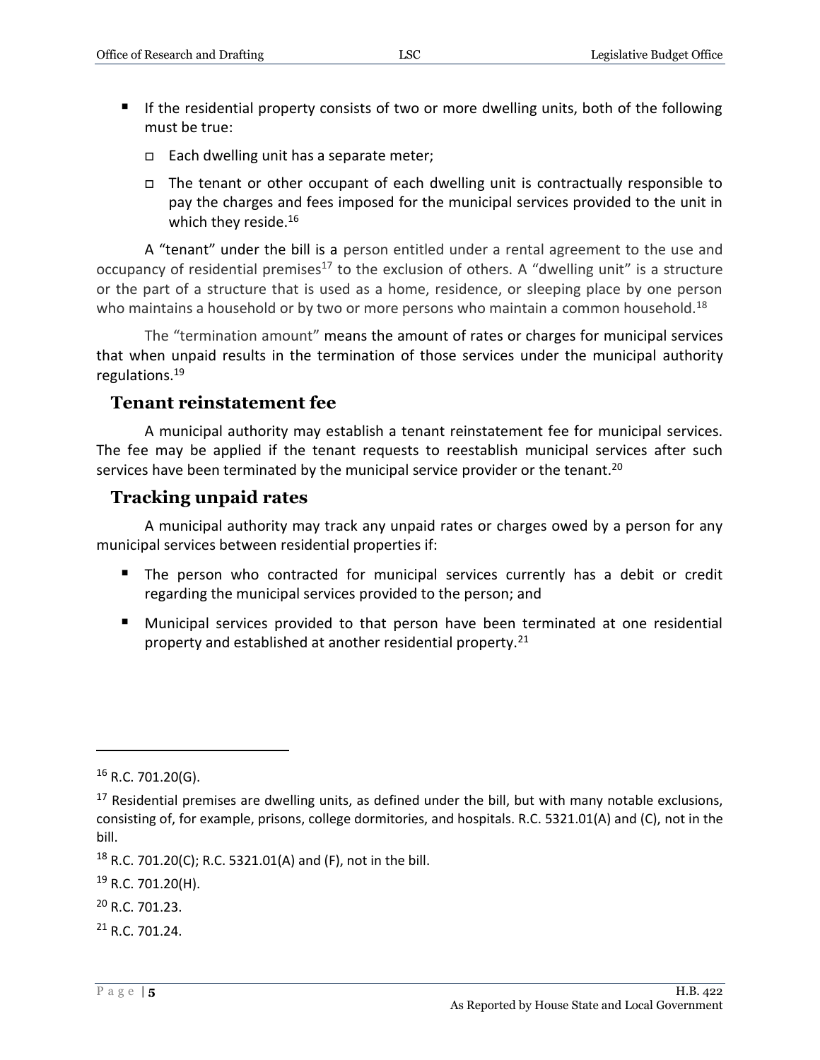- If the residential property consists of two or more dwelling units, both of the following must be true:
  - Each dwelling unit has a separate meter;
  - The tenant or other occupant of each dwelling unit is contractually responsible to pay the charges and fees imposed for the municipal services provided to the unit in which they reside.[16]

A "tenant" under the bill is a person entitled under a rental agreement to the use and occupancy of residential premises[17] to the exclusion of others. A "dwelling unit" is a structure or the part of a structure that is used as a home, residence, or sleeping place by one person who maintains a household or by two or more persons who maintain a common household.[18]

The "termination amount" means the amount of rates or charges for municipal services that when unpaid results in the termination of those services under the municipal authority regulations.[19]

## Tenant reinstatement fee

A municipal authority may establish a tenant reinstatement fee for municipal services. The fee may be applied if the tenant requests to reestablish municipal services after such services have been terminated by the municipal service provider or the tenant.[20]

## Tracking unpaid rates

A municipal authority may track any unpaid rates or charges owed by a person for any municipal services between residential properties if:

- The person who contracted for municipal services currently has a debit or credit regarding the municipal services provided to the person; and
- Municipal services provided to that person have been terminated at one residential property and established at another residential property.[21]

---

[16] R.C. 701.20(G).

[17] Residential premises are dwelling units, as defined under the bill, but with many notable exclusions, consisting of, for example, prisons, college dormitories, and hospitals. R.C. 5321.01(A) and (C), not in the bill.

[18] R.C. 701.20(C); R.C. 5321.01(A) and (F), not in the bill.

[19] R.C. 701.20(H).

[20] R.C. 701.23.

[21] R.C. 701.24.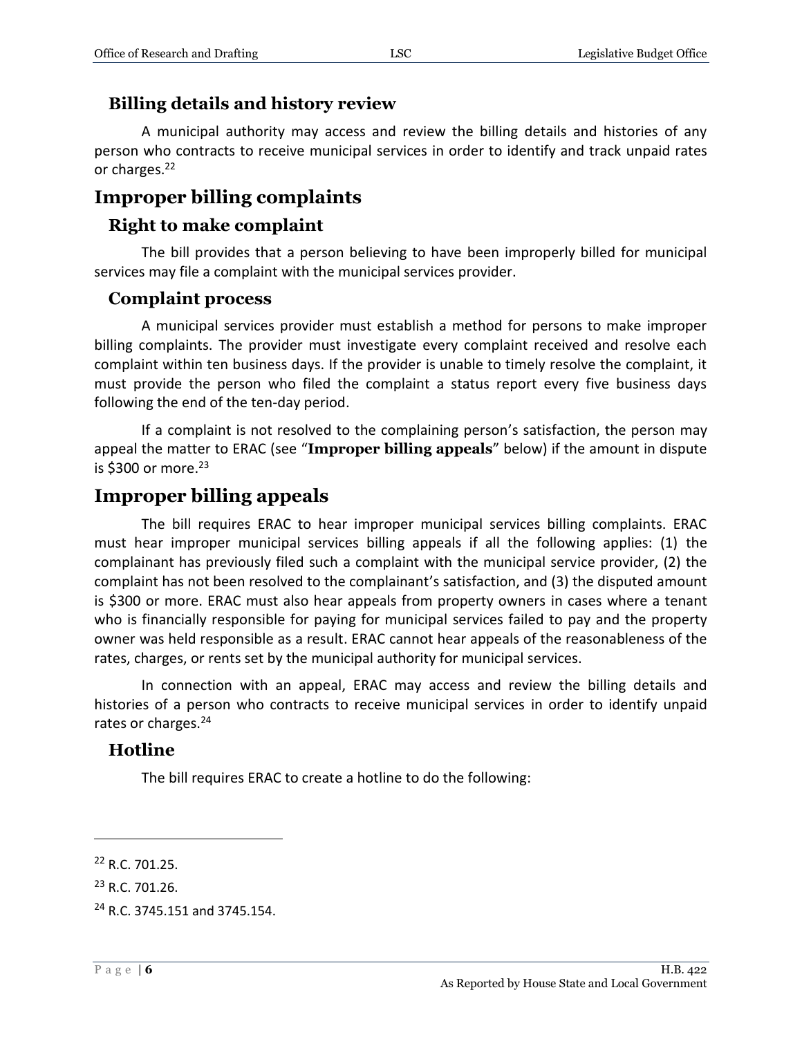### Billing details and history review

A municipal authority may access and review the billing details and histories of any person who contracts to receive municipal services in order to identify and track unpaid rates or charges.[22]

## Improper billing complaints

### Right to make complaint

The bill provides that a person believing to have been improperly billed for municipal services may file a complaint with the municipal services provider.

### Complaint process

A municipal services provider must establish a method for persons to make improper billing complaints. The provider must investigate every complaint received and resolve each complaint within ten business days. If the provider is unable to timely resolve the complaint, it must provide the person who filed the complaint a status report every five business days following the end of the ten-day period.

If a complaint is not resolved to the complaining person's satisfaction, the person may appeal the matter to ERAC (see "**Improper billing appeals**" below) if the amount in dispute is $300 or more.[23]

## Improper billing appeals

The bill requires ERAC to hear improper municipal services billing complaints. ERAC must hear improper municipal services billing appeals if all the following applies: (1) the complainant has previously filed such a complaint with the municipal service provider, (2) the complaint has not been resolved to the complainant's satisfaction, and (3) the disputed amount is $300 or more. ERAC must also hear appeals from property owners in cases where a tenant who is financially responsible for paying for municipal services failed to pay and the property owner was held responsible as a result. ERAC cannot hear appeals of the reasonableness of the rates, charges, or rents set by the municipal authority for municipal services.

In connection with an appeal, ERAC may access and review the billing details and histories of a person who contracts to receive municipal services in order to identify unpaid rates or charges.[24]

### Hotline

The bill requires ERAC to create a hotline to do the following:

---

[22] R.C. 701.25.

[23] R.C. 701.26.

[24] R.C. 3745.151 and 3745.154.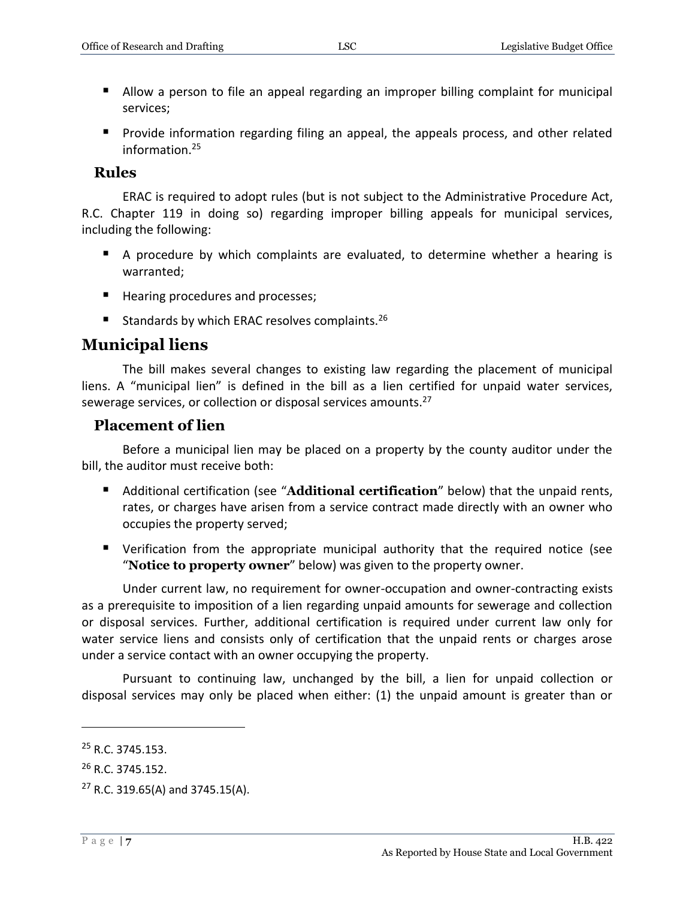- Allow a person to file an appeal regarding an improper billing complaint for municipal services;
- Provide information regarding filing an appeal, the appeals process, and other related information.[25]

### Rules

ERAC is required to adopt rules (but is not subject to the Administrative Procedure Act, R.C. Chapter 119 in doing so) regarding improper billing appeals for municipal services, including the following:

- A procedure by which complaints are evaluated, to determine whether a hearing is warranted;
- Hearing procedures and processes;
- Standards by which ERAC resolves complaints.[26]

## Municipal liens

The bill makes several changes to existing law regarding the placement of municipal liens. A "municipal lien" is defined in the bill as a lien certified for unpaid water services, sewerage services, or collection or disposal services amounts.[27]

### Placement of lien

Before a municipal lien may be placed on a property by the county auditor under the bill, the auditor must receive both:

- Additional certification (see "**Additional certification**" below) that the unpaid rents, rates, or charges have arisen from a service contract made directly with an owner who occupies the property served;
- Verification from the appropriate municipal authority that the required notice (see "**Notice to property owner**" below) was given to the property owner.

Under current law, no requirement for owner-occupation and owner-contracting exists as a prerequisite to imposition of a lien regarding unpaid amounts for sewerage and collection or disposal services. Further, additional certification is required under current law only for water service liens and consists only of certification that the unpaid rents or charges arose under a service contact with an owner occupying the property.

Pursuant to continuing law, unchanged by the bill, a lien for unpaid collection or disposal services may only be placed when either: (1) the unpaid amount is greater than or

---

[25] R.C. 3745.153.

[26] R.C. 3745.152.

[27] R.C. 319.65(A) and 3745.15(A).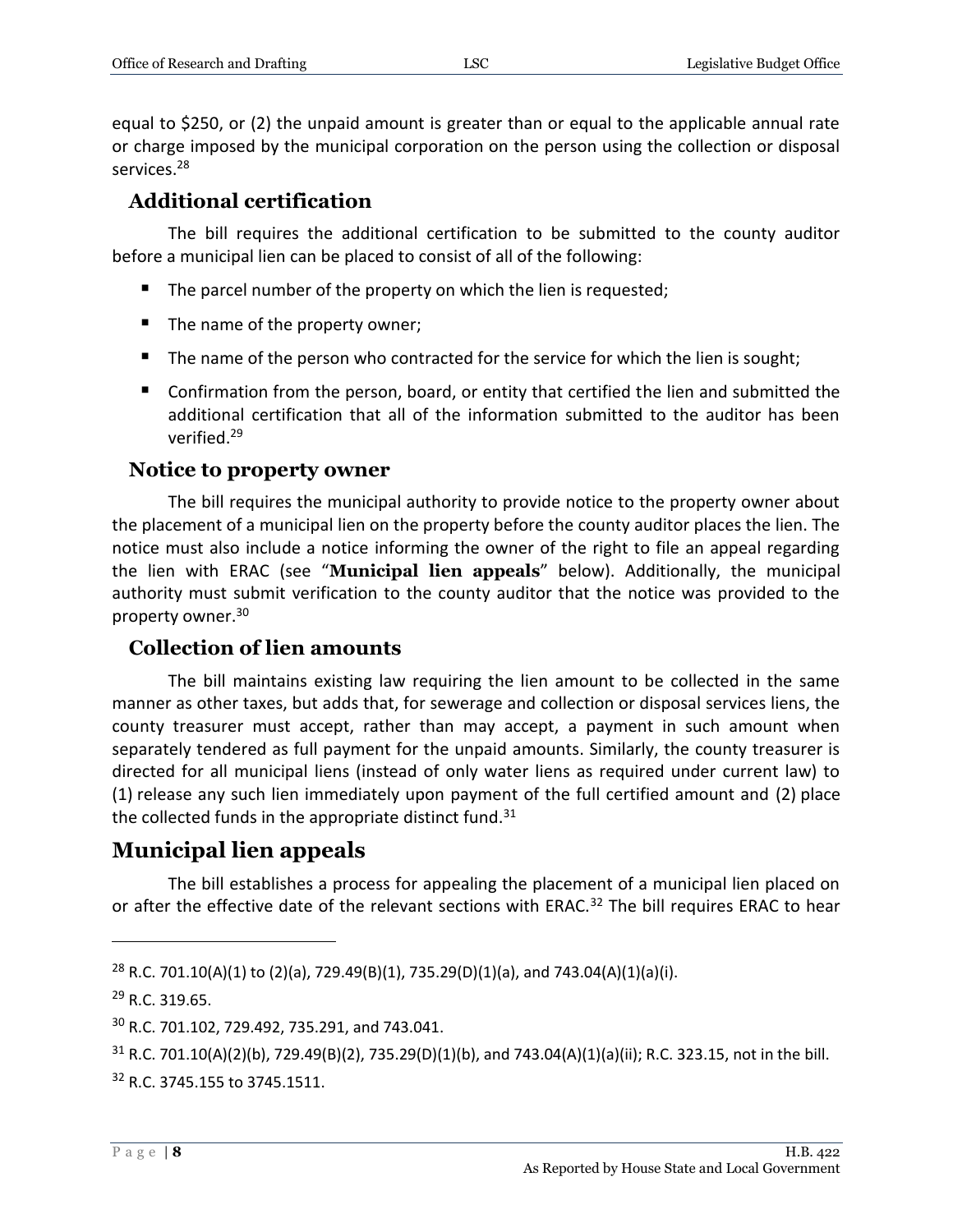equal to $250, or (2) the unpaid amount is greater than or equal to the applicable annual rate or charge imposed by the municipal corporation on the person using the collection or disposal services.[28]

### Additional certification

The bill requires the additional certification to be submitted to the county auditor before a municipal lien can be placed to consist of all of the following:

- The parcel number of the property on which the lien is requested;
- The name of the property owner;
- The name of the person who contracted for the service for which the lien is sought;
- Confirmation from the person, board, or entity that certified the lien and submitted the additional certification that all of the information submitted to the auditor has been verified.[29]

### Notice to property owner

The bill requires the municipal authority to provide notice to the property owner about the placement of a municipal lien on the property before the county auditor places the lien. The notice must also include a notice informing the owner of the right to file an appeal regarding the lien with ERAC (see "**Municipal lien appeals**" below). Additionally, the municipal authority must submit verification to the county auditor that the notice was provided to the property owner.[30]

### Collection of lien amounts

The bill maintains existing law requiring the lien amount to be collected in the same manner as other taxes, but adds that, for sewerage and collection or disposal services liens, the county treasurer must accept, rather than may accept, a payment in such amount when separately tendered as full payment for the unpaid amounts. Similarly, the county treasurer is directed for all municipal liens (instead of only water liens as required under current law) to (1) release any such lien immediately upon payment of the full certified amount and (2) place the collected funds in the appropriate distinct fund.[31]

## Municipal lien appeals

The bill establishes a process for appealing the placement of a municipal lien placed on or after the effective date of the relevant sections with ERAC.[32] The bill requires ERAC to hear

---

[28] R.C. 701.10(A)(1) to (2)(a), 729.49(B)(1), 735.29(D)(1)(a), and 743.04(A)(1)(a)(i).

[29] R.C. 319.65.

[30] R.C. 701.102, 729.492, 735.291, and 743.041.

[31] R.C. 701.10(A)(2)(b), 729.49(B)(2), 735.29(D)(1)(b), and 743.04(A)(1)(a)(ii); R.C. 323.15, not in the bill.

[32] R.C. 3745.155 to 3745.1511.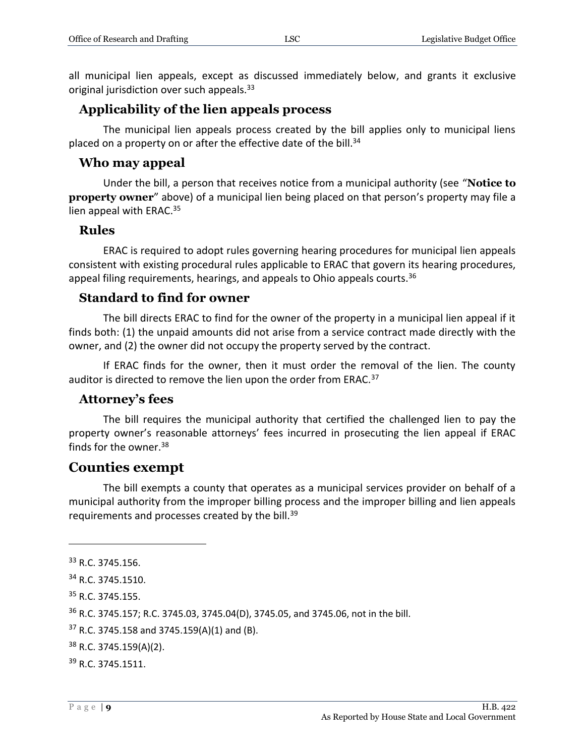all municipal lien appeals, except as discussed immediately below, and grants it exclusive original jurisdiction over such appeals.[33]

### Applicability of the lien appeals process

The municipal lien appeals process created by the bill applies only to municipal liens placed on a property on or after the effective date of the bill.[34]

### Who may appeal

Under the bill, a person that receives notice from a municipal authority (see "**Notice to property owner**" above) of a municipal lien being placed on that person's property may file a lien appeal with ERAC.[35]

### Rules

ERAC is required to adopt rules governing hearing procedures for municipal lien appeals consistent with existing procedural rules applicable to ERAC that govern its hearing procedures, appeal filing requirements, hearings, and appeals to Ohio appeals courts.[36]

### Standard to find for owner

The bill directs ERAC to find for the owner of the property in a municipal lien appeal if it finds both: (1) the unpaid amounts did not arise from a service contract made directly with the owner, and (2) the owner did not occupy the property served by the contract.

If ERAC finds for the owner, then it must order the removal of the lien. The county auditor is directed to remove the lien upon the order from ERAC.[37]

### Attorney's fees

The bill requires the municipal authority that certified the challenged lien to pay the property owner's reasonable attorneys' fees incurred in prosecuting the lien appeal if ERAC finds for the owner.[38]

## Counties exempt

The bill exempts a county that operates as a municipal services provider on behalf of a municipal authority from the improper billing process and the improper billing and lien appeals requirements and processes created by the bill.[39]

---

[33] R.C. 3745.156.

[34] R.C. 3745.1510.

[35] R.C. 3745.155.

[36] R.C. 3745.157; R.C. 3745.03, 3745.04(D), 3745.05, and 3745.06, not in the bill.

[37] R.C. 3745.158 and 3745.159(A)(1) and (B).

[38] R.C. 3745.159(A)(2).

[39] R.C. 3745.1511.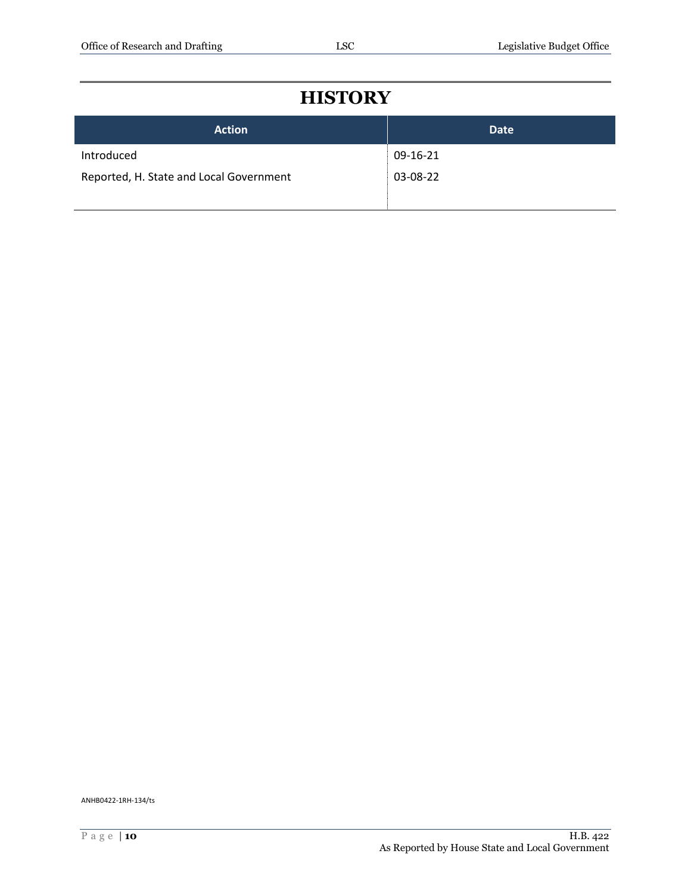# HISTORY

| Action | Date |
|---|---|
| Introduced | 09-16-21 |
| Reported, H. State and Local Government | 03-08-22 |

ANHB0422-1RH-134/ts